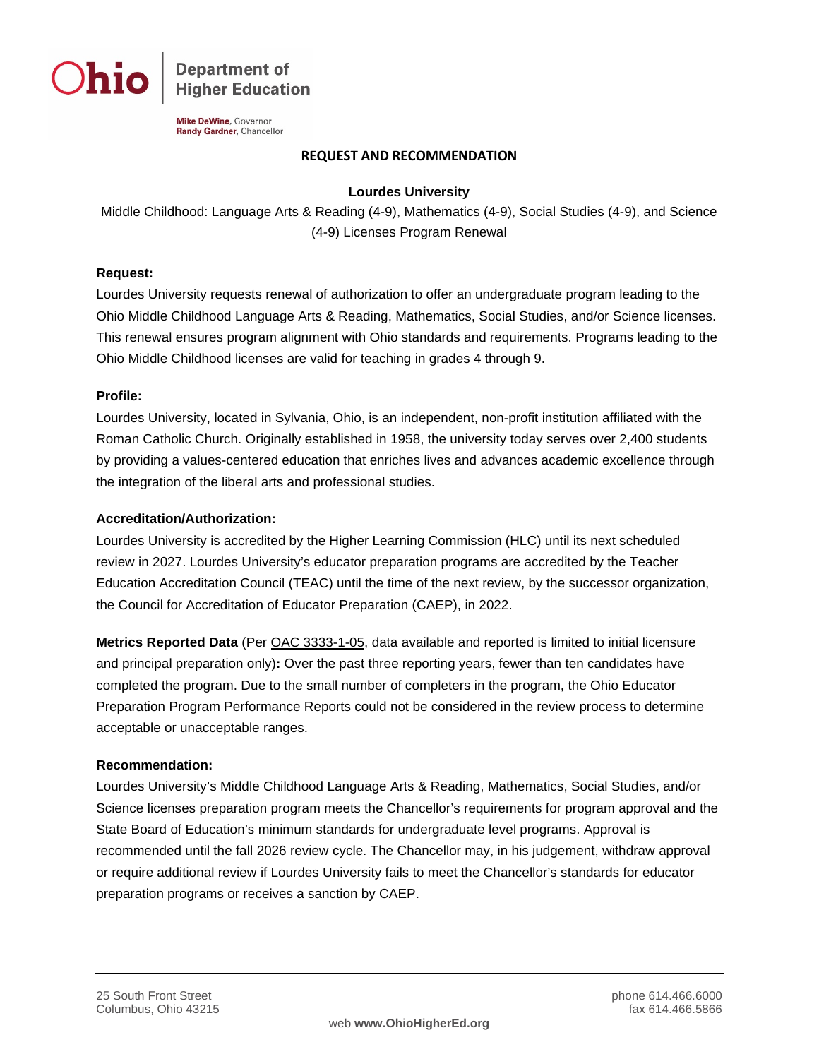Ohio | Department of Higher Education

Mike DeWine, Governor
Randy Gardner, Chancellor

# REQUEST AND RECOMMENDATION

## Lourdes University

Middle Childhood: Language Arts & Reading (4-9), Mathematics (4-9), Social Studies (4-9), and Science (4-9) Licenses Program Renewal

**Request:**

Lourdes University requests renewal of authorization to offer an undergraduate program leading to the Ohio Middle Childhood Language Arts & Reading, Mathematics, Social Studies, and/or Science licenses. This renewal ensures program alignment with Ohio standards and requirements. Programs leading to the Ohio Middle Childhood licenses are valid for teaching in grades 4 through 9.

**Profile:**

Lourdes University, located in Sylvania, Ohio, is an independent, non-profit institution affiliated with the Roman Catholic Church. Originally established in 1958, the university today serves over 2,400 students by providing a values-centered education that enriches lives and advances academic excellence through the integration of the liberal arts and professional studies.

**Accreditation/Authorization:**

Lourdes University is accredited by the Higher Learning Commission (HLC) until its next scheduled review in 2027. Lourdes University's educator preparation programs are accredited by the Teacher Education Accreditation Council (TEAC) until the time of the next review, by the successor organization, the Council for Accreditation of Educator Preparation (CAEP), in 2022.

**Metrics Reported Data** (Per OAC 3333-1-05, data available and reported is limited to initial licensure and principal preparation only)**:** Over the past three reporting years, fewer than ten candidates have completed the program. Due to the small number of completers in the program, the Ohio Educator Preparation Program Performance Reports could not be considered in the review process to determine acceptable or unacceptable ranges.

**Recommendation:**

Lourdes University's Middle Childhood Language Arts & Reading, Mathematics, Social Studies, and/or Science licenses preparation program meets the Chancellor's requirements for program approval and the State Board of Education's minimum standards for undergraduate level programs. Approval is recommended until the fall 2026 review cycle. The Chancellor may, in his judgement, withdraw approval or require additional review if Lourdes University fails to meet the Chancellor's standards for educator preparation programs or receives a sanction by CAEP.

25 South Front Street
Columbus, Ohio 43215

phone 614.466.6000
fax 614.466.5866

web **www.OhioHigherEd.org**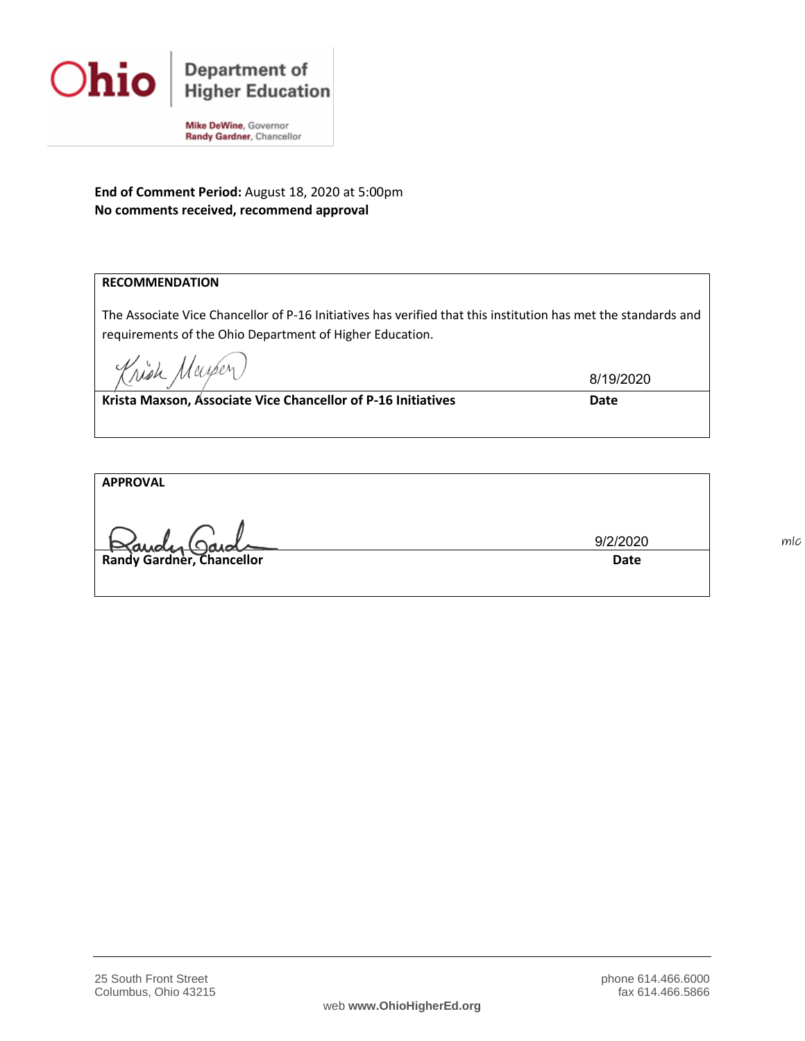**End of Comment Period:** August 18, 2020 at 5:00pm
**No comments received, recommend approval**

**RECOMMENDATION**

The Associate Vice Chancellor of P-16 Initiatives has verified that this institution has met the standards and requirements of the Ohio Department of Higher Education.

| | |
|---|---|
| | 8/19/2020 |
| **Krista Maxson, Associate Vice Chancellor of P-16 Initiatives** | **Date** |

**APPROVAL**

| | |
|---|---|
| | 9/2/2020 |
| **Randy Gardner, Chancellor** | **Date** |

mlo

25 South Front Street
Columbus, Ohio 43215

phone 614.466.6000
fax 614.466.5866

web **www.OhioHigherEd.org**